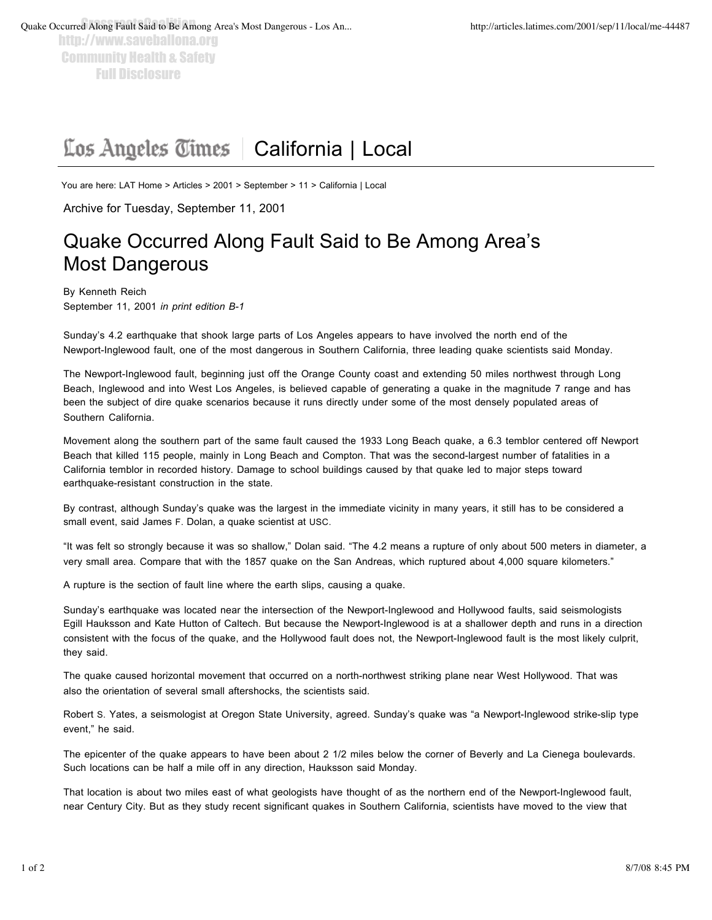GrassrootsCoalition
http://www.saveballona.org
Community Health & Safety
Full Disclosure

# Los Angeles Times | California | Local

You are here: LAT Home > Articles > 2001 > September > 11 > California | Local

Archive for Tuesday, September 11, 2001

## Quake Occurred Along Fault Said to Be Among Area's Most Dangerous

By Kenneth Reich
September 11, 2001 *in print edition B-1*

Sunday's 4.2 earthquake that shook large parts of Los Angeles appears to have involved the north end of the Newport-Inglewood fault, one of the most dangerous in Southern California, three leading quake scientists said Monday.

The Newport-Inglewood fault, beginning just off the Orange County coast and extending 50 miles northwest through Long Beach, Inglewood and into West Los Angeles, is believed capable of generating a quake in the magnitude 7 range and has been the subject of dire quake scenarios because it runs directly under some of the most densely populated areas of Southern California.

Movement along the southern part of the same fault caused the 1933 Long Beach quake, a 6.3 temblor centered off Newport Beach that killed 115 people, mainly in Long Beach and Compton. That was the second-largest number of fatalities in a California temblor in recorded history. Damage to school buildings caused by that quake led to major steps toward earthquake-resistant construction in the state.

By contrast, although Sunday's quake was the largest in the immediate vicinity in many years, it still has to be considered a small event, said James F. Dolan, a quake scientist at USC.

"It was felt so strongly because it was so shallow," Dolan said. "The 4.2 means a rupture of only about 500 meters in diameter, a very small area. Compare that with the 1857 quake on the San Andreas, which ruptured about 4,000 square kilometers."

A rupture is the section of fault line where the earth slips, causing a quake.

Sunday's earthquake was located near the intersection of the Newport-Inglewood and Hollywood faults, said seismologists Egill Hauksson and Kate Hutton of Caltech. But because the Newport-Inglewood is at a shallower depth and runs in a direction consistent with the focus of the quake, and the Hollywood fault does not, the Newport-Inglewood fault is the most likely culprit, they said.

The quake caused horizontal movement that occurred on a north-northwest striking plane near West Hollywood. That was also the orientation of several small aftershocks, the scientists said.

Robert S. Yates, a seismologist at Oregon State University, agreed. Sunday's quake was "a Newport-Inglewood strike-slip type event," he said.

The epicenter of the quake appears to have been about 2 1/2 miles below the corner of Beverly and La Cienega boulevards. Such locations can be half a mile off in any direction, Hauksson said Monday.

That location is about two miles east of what geologists have thought of as the northern end of the Newport-Inglewood fault, near Century City. But as they study recent significant quakes in Southern California, scientists have moved to the view that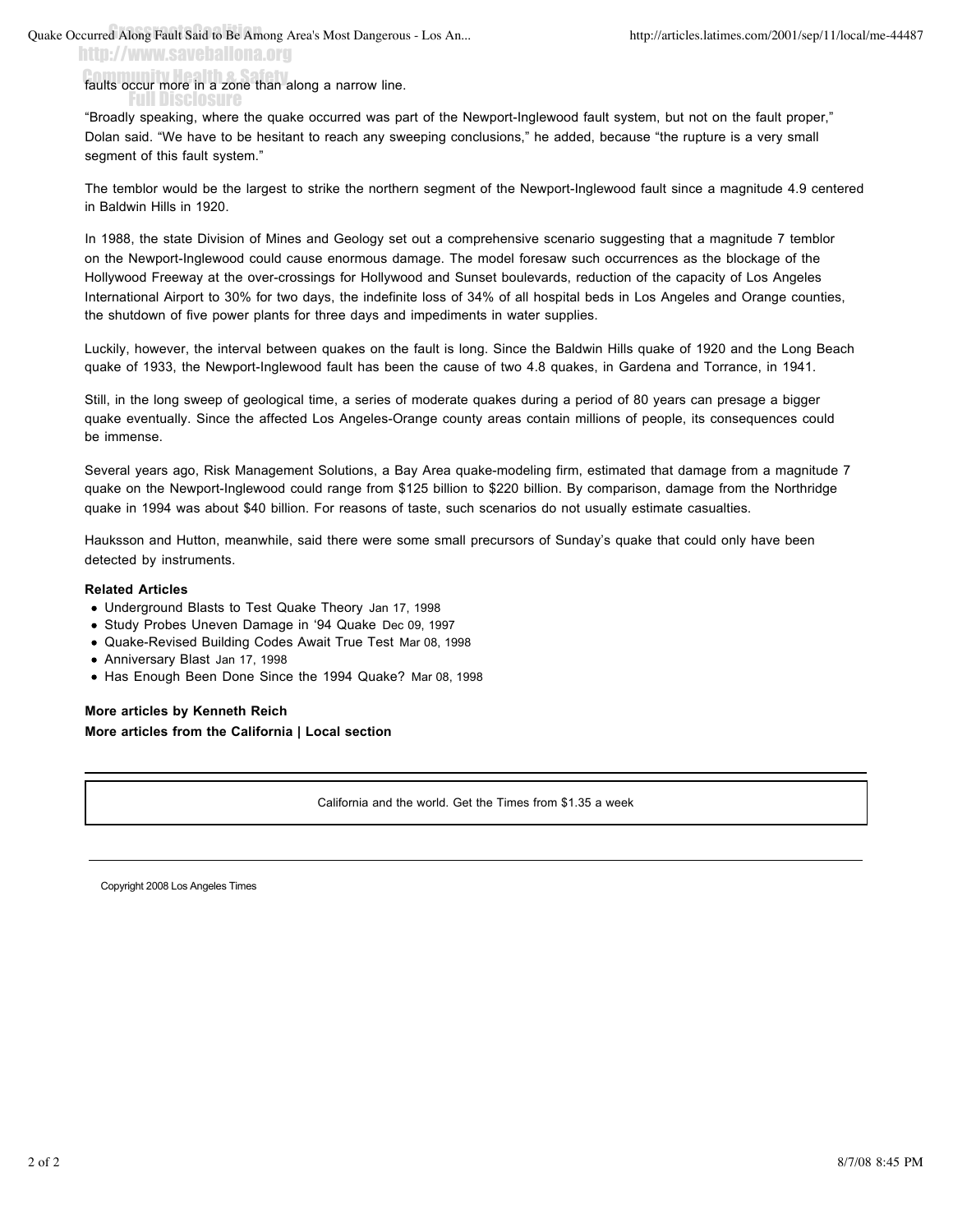faults occur more in a zone than along a narrow line.

"Broadly speaking, where the quake occurred was part of the Newport-Inglewood fault system, but not on the fault proper," Dolan said. "We have to be hesitant to reach any sweeping conclusions," he added, because "the rupture is a very small segment of this fault system."

The temblor would be the largest to strike the northern segment of the Newport-Inglewood fault since a magnitude 4.9 centered in Baldwin Hills in 1920.

In 1988, the state Division of Mines and Geology set out a comprehensive scenario suggesting that a magnitude 7 temblor on the Newport-Inglewood could cause enormous damage. The model foresaw such occurrences as the blockage of the Hollywood Freeway at the over-crossings for Hollywood and Sunset boulevards, reduction of the capacity of Los Angeles International Airport to 30% for two days, the indefinite loss of 34% of all hospital beds in Los Angeles and Orange counties, the shutdown of five power plants for three days and impediments in water supplies.

Luckily, however, the interval between quakes on the fault is long. Since the Baldwin Hills quake of 1920 and the Long Beach quake of 1933, the Newport-Inglewood fault has been the cause of two 4.8 quakes, in Gardena and Torrance, in 1941.

Still, in the long sweep of geological time, a series of moderate quakes during a period of 80 years can presage a bigger quake eventually. Since the affected Los Angeles-Orange county areas contain millions of people, its consequences could be immense.

Several years ago, Risk Management Solutions, a Bay Area quake-modeling firm, estimated that damage from a magnitude 7 quake on the Newport-Inglewood could range from $125 billion to $220 billion. By comparison, damage from the Northridge quake in 1994 was about $40 billion. For reasons of taste, such scenarios do not usually estimate casualties.

Hauksson and Hutton, meanwhile, said there were some small precursors of Sunday's quake that could only have been detected by instruments.

**Related Articles**

- Underground Blasts to Test Quake Theory Jan 17, 1998
- Study Probes Uneven Damage in '94 Quake Dec 09, 1997
- Quake-Revised Building Codes Await True Test Mar 08, 1998
- Anniversary Blast Jan 17, 1998
- Has Enough Been Done Since the 1994 Quake? Mar 08, 1998

**More articles by Kenneth Reich**

**More articles from the California | Local section**

California and the world. Get the Times from $1.35 a week

Copyright 2008 Los Angeles Times